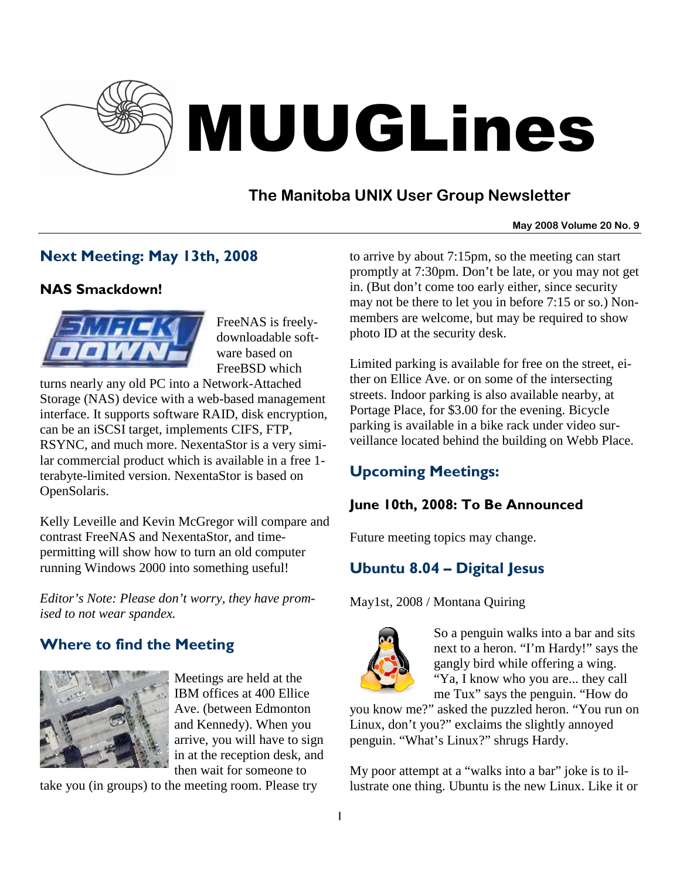# MUUGLines

## The Manitoba UNIX User Group Newsletter

May 2008 Volume 20 No. 9

## Next Meeting: May 13th, 2008

### NAS Smackdown!

FreeNAS is freely-downloadable software based on FreeBSD which turns nearly any old PC into a Network-Attached Storage (NAS) device with a web-based management interface. It supports software RAID, disk encryption, can be an iSCSI target, implements CIFS, FTP, RSYNC, and much more. NexentaStor is a very similar commercial product which is available in a free 1-terabyte-limited version. NexentaStor is based on OpenSolaris.

Kelly Leveille and Kevin McGregor will compare and contrast FreeNAS and NexentaStor, and time-permitting will show how to turn an old computer running Windows 2000 into something useful!

*Editor's Note: Please don't worry, they have promised to not wear spandex.*

## Where to find the Meeting

Meetings are held at the IBM offices at 400 Ellice Ave. (between Edmonton and Kennedy). When you arrive, you will have to sign in at the reception desk, and then wait for someone to take you (in groups) to the meeting room. Please try to arrive by about 7:15pm, so the meeting can start promptly at 7:30pm. Don't be late, or you may not get in. (But don't come too early either, since security may not be there to let you in before 7:15 or so.) Non-members are welcome, but may be required to show photo ID at the security desk.

Limited parking is available for free on the street, either on Ellice Ave. or on some of the intersecting streets. Indoor parking is also available nearby, at Portage Place, for $3.00 for the evening. Bicycle parking is available in a bike rack under video surveillance located behind the building on Webb Place.

## Upcoming Meetings:

### June 10th, 2008: To Be Announced

Future meeting topics may change.

## Ubuntu 8.04 – Digital Jesus

May1st, 2008 / Montana Quiring

So a penguin walks into a bar and sits next to a heron. "I'm Hardy!" says the gangly bird while offering a wing. "Ya, I know who you are... they call me Tux" says the penguin. "How do you know me?" asked the puzzled heron. "You run on Linux, don't you?" exclaims the slightly annoyed penguin. "What's Linux?" shrugs Hardy.

My poor attempt at a "walks into a bar" joke is to illustrate one thing. Ubuntu is the new Linux. Like it or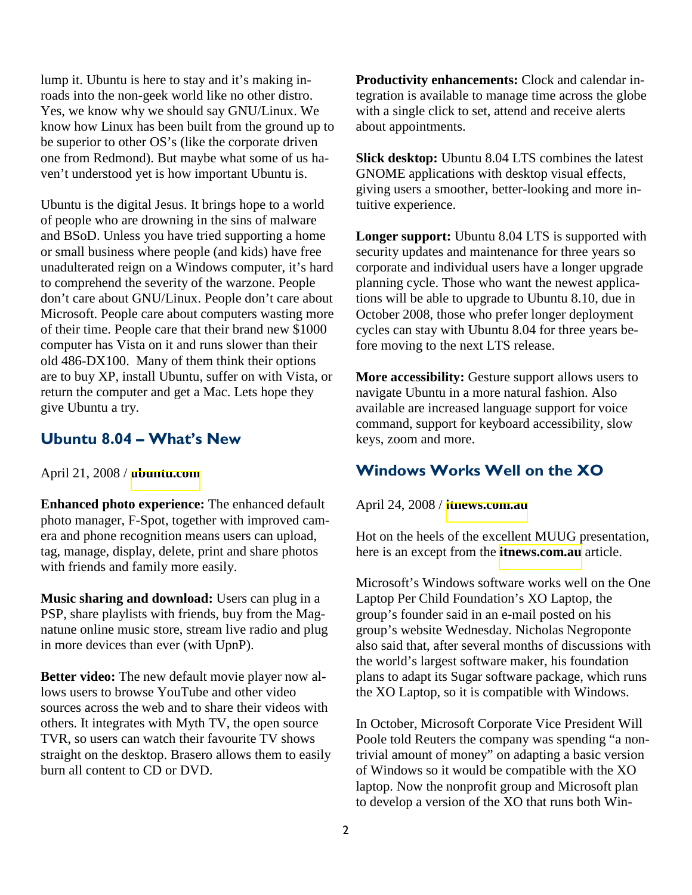lump it. Ubuntu is here to stay and it's making inroads into the non-geek world like no other distro. Yes, we know why we should say GNU/Linux. We know how Linux has been built from the ground up to be superior to other OS's (like the corporate driven one from Redmond). But maybe what some of us haven't understood yet is how important Ubuntu is.

Ubuntu is the digital Jesus. It brings hope to a world of people who are drowning in the sins of malware and BSoD. Unless you have tried supporting a home or small business where people (and kids) have free unadulterated reign on a Windows computer, it's hard to comprehend the severity of the warzone. People don't care about GNU/Linux. People don't care about Microsoft. People care about computers wasting more of their time. People care that their brand new $1000 computer has Vista on it and runs slower than their old 486-DX100. Many of them think their options are to buy XP, install Ubuntu, suffer on with Vista, or return the computer and get a Mac. Lets hope they give Ubuntu a try.

## Ubuntu 8.04 – What's New

April 21, 2008 / **ubuntu.com**

**Enhanced photo experience:** The enhanced default photo manager, F-Spot, together with improved camera and phone recognition means users can upload, tag, manage, display, delete, print and share photos with friends and family more easily.

**Music sharing and download:** Users can plug in a PSP, share playlists with friends, buy from the Magnatune online music store, stream live radio and plug in more devices than ever (with UpnP).

**Better video:** The new default movie player now allows users to browse YouTube and other video sources across the web and to share their videos with others. It integrates with Myth TV, the open source TVR, so users can watch their favourite TV shows straight on the desktop. Brasero allows them to easily burn all content to CD or DVD.

**Productivity enhancements:** Clock and calendar integration is available to manage time across the globe with a single click to set, attend and receive alerts about appointments.

**Slick desktop:** Ubuntu 8.04 LTS combines the latest GNOME applications with desktop visual effects, giving users a smoother, better-looking and more intuitive experience.

**Longer support:** Ubuntu 8.04 LTS is supported with security updates and maintenance for three years so corporate and individual users have a longer upgrade planning cycle. Those who want the newest applications will be able to upgrade to Ubuntu 8.10, due in October 2008, those who prefer longer deployment cycles can stay with Ubuntu 8.04 for three years before moving to the next LTS release.

**More accessibility:** Gesture support allows users to navigate Ubuntu in a more natural fashion. Also available are increased language support for voice command, support for keyboard accessibility, slow keys, zoom and more.

## Windows Works Well on the XO

April 24, 2008 / **itnews.com.au**

Hot on the heels of the excellent MUUG presentation, here is an except from the **itnews.com.au** article.

Microsoft's Windows software works well on the One Laptop Per Child Foundation's XO Laptop, the group's founder said in an e-mail posted on his group's website Wednesday. Nicholas Negroponte also said that, after several months of discussions with the world's largest software maker, his foundation plans to adapt its Sugar software package, which runs the XO Laptop, so it is compatible with Windows.

In October, Microsoft Corporate Vice President Will Poole told Reuters the company was spending "a non-trivial amount of money" on adapting a basic version of Windows so it would be compatible with the XO laptop. Now the nonprofit group and Microsoft plan to develop a version of the XO that runs both Win-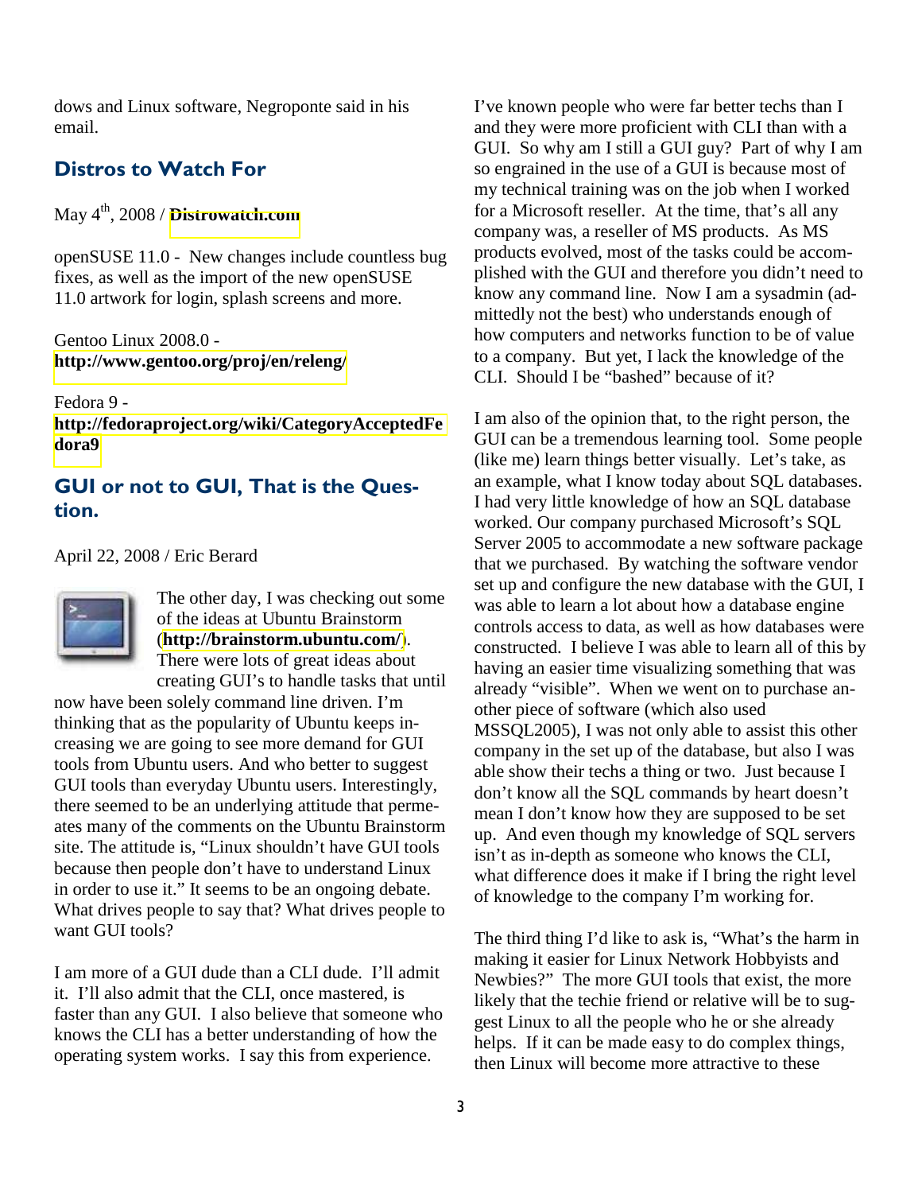dows and Linux software, Negroponte said in his email.

## Distros to Watch For

May 4th, 2008 / **Distrowatch.com**

openSUSE 11.0 - New changes include countless bug fixes, as well as the import of the new openSUSE 11.0 artwork for login, splash screens and more.

Gentoo Linux 2008.0 - **http://www.gentoo.org/proj/en/releng/**

Fedora 9 - **http://fedoraproject.org/wiki/CategoryAcceptedFedora9**

## GUI or not to GUI, That is the Question.

April 22, 2008 / Eric Berard

The other day, I was checking out some of the ideas at Ubuntu Brainstorm (**http://brainstorm.ubuntu.com/**). There were lots of great ideas about creating GUI's to handle tasks that until now have been solely command line driven. I'm thinking that as the popularity of Ubuntu keeps increasing we are going to see more demand for GUI tools from Ubuntu users. And who better to suggest GUI tools than everyday Ubuntu users. Interestingly, there seemed to be an underlying attitude that permeates many of the comments on the Ubuntu Brainstorm site. The attitude is, "Linux shouldn't have GUI tools because then people don't have to understand Linux in order to use it." It seems to be an ongoing debate. What drives people to say that? What drives people to want GUI tools?

I am more of a GUI dude than a CLI dude. I'll admit it. I'll also admit that the CLI, once mastered, is faster than any GUI. I also believe that someone who knows the CLI has a better understanding of how the operating system works. I say this from experience.

I've known people who were far better techs than I and they were more proficient with CLI than with a GUI. So why am I still a GUI guy? Part of why I am so engrained in the use of a GUI is because most of my technical training was on the job when I worked for a Microsoft reseller. At the time, that's all any company was, a reseller of MS products. As MS products evolved, most of the tasks could be accomplished with the GUI and therefore you didn't need to know any command line. Now I am a sysadmin (admittedly not the best) who understands enough of how computers and networks function to be of value to a company. But yet, I lack the knowledge of the CLI. Should I be "bashed" because of it?

I am also of the opinion that, to the right person, the GUI can be a tremendous learning tool. Some people (like me) learn things better visually. Let's take, as an example, what I know today about SQL databases. I had very little knowledge of how an SQL database worked. Our company purchased Microsoft's SQL Server 2005 to accommodate a new software package that we purchased. By watching the software vendor set up and configure the new database with the GUI, I was able to learn a lot about how a database engine controls access to data, as well as how databases were constructed. I believe I was able to learn all of this by having an easier time visualizing something that was already "visible". When we went on to purchase another piece of software (which also used MSSQL2005), I was not only able to assist this other company in the set up of the database, but also I was able show their techs a thing or two. Just because I don't know all the SQL commands by heart doesn't mean I don't know how they are supposed to be set up. And even though my knowledge of SQL servers isn't as in-depth as someone who knows the CLI, what difference does it make if I bring the right level of knowledge to the company I'm working for.

The third thing I'd like to ask is, "What's the harm in making it easier for Linux Network Hobbyists and Newbies?" The more GUI tools that exist, the more likely that the techie friend or relative will be to suggest Linux to all the people who he or she already helps. If it can be made easy to do complex things, then Linux will become more attractive to these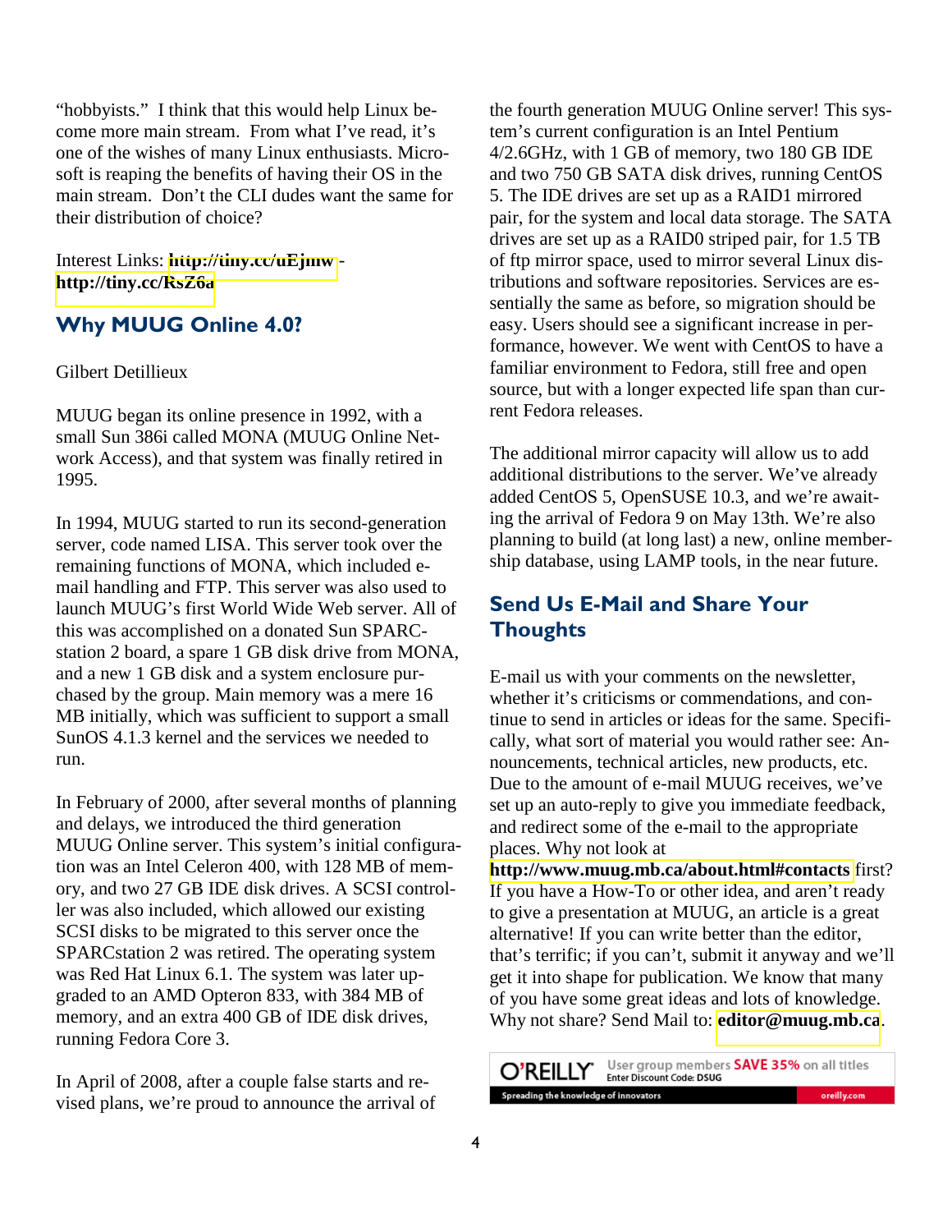"hobbyists." I think that this would help Linux become more main stream. From what I've read, it's one of the wishes of many Linux enthusiasts. Microsoft is reaping the benefits of having their OS in the main stream. Don't the CLI dudes want the same for their distribution of choice?

Interest Links: **http://tiny.cc/uEjmw** - **http://tiny.cc/RsZ6a**

## Why MUUG Online 4.0?

Gilbert Detillieux

MUUG began its online presence in 1992, with a small Sun 386i called MONA (MUUG Online Network Access), and that system was finally retired in 1995.

In 1994, MUUG started to run its second-generation server, code named LISA. This server took over the remaining functions of MONA, which included e-mail handling and FTP. This server was also used to launch MUUG's first World Wide Web server. All of this was accomplished on a donated Sun SPARCstation 2 board, a spare 1 GB disk drive from MONA, and a new 1 GB disk and a system enclosure purchased by the group. Main memory was a mere 16 MB initially, which was sufficient to support a small SunOS 4.1.3 kernel and the services we needed to run.

In February of 2000, after several months of planning and delays, we introduced the third generation MUUG Online server. This system's initial configuration was an Intel Celeron 400, with 128 MB of memory, and two 27 GB IDE disk drives. A SCSI controller was also included, which allowed our existing SCSI disks to be migrated to this server once the SPARCstation 2 was retired. The operating system was Red Hat Linux 6.1. The system was later upgraded to an AMD Opteron 833, with 384 MB of memory, and an extra 400 GB of IDE disk drives, running Fedora Core 3.

In April of 2008, after a couple false starts and revised plans, we're proud to announce the arrival of the fourth generation MUUG Online server! This system's current configuration is an Intel Pentium 4/2.6GHz, with 1 GB of memory, two 180 GB IDE and two 750 GB SATA disk drives, running CentOS 5. The IDE drives are set up as a RAID1 mirrored pair, for the system and local data storage. The SATA drives are set up as a RAID0 striped pair, for 1.5 TB of ftp mirror space, used to mirror several Linux distributions and software repositories. Services are essentially the same as before, so migration should be easy. Users should see a significant increase in performance, however. We went with CentOS to have a familiar environment to Fedora, still free and open source, but with a longer expected life span than current Fedora releases.

The additional mirror capacity will allow us to add additional distributions to the server. We've already added CentOS 5, OpenSUSE 10.3, and we're awaiting the arrival of Fedora 9 on May 13th. We're also planning to build (at long last) a new, online membership database, using LAMP tools, in the near future.

## Send Us E-Mail and Share Your Thoughts

E-mail us with your comments on the newsletter, whether it's criticisms or commendations, and continue to send in articles or ideas for the same. Specifically, what sort of material you would rather see: Announcements, technical articles, new products, etc. Due to the amount of e-mail MUUG receives, we've set up an auto-reply to give you immediate feedback, and redirect some of the e-mail to the appropriate places. Why not look at **http://www.muug.mb.ca/about.html#contacts** first? If you have a How-To or other idea, and aren't ready to give a presentation at MUUG, an article is a great alternative! If you can write better than the editor, that's terrific; if you can't, submit it anyway and we'll get it into shape for publication. We know that many of you have some great ideas and lots of knowledge. Why not share? Send Mail to: **editor@muug.mb.ca**.

O'REILLY — User group members **SAVE 35%** on all titles
Enter Discount Code: DSUG
Spreading the knowledge of innovators — oreilly.com